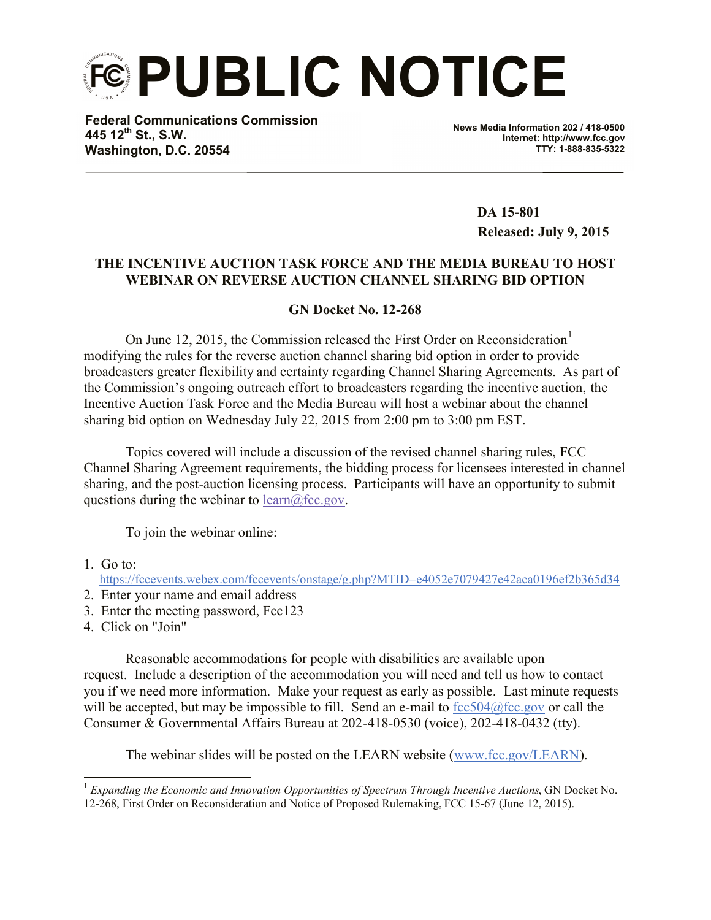# PUBLIC NOTICE

**Federal Communications Commission**
**445 12th St., S.W.**
**Washington, D.C. 20554**

**News Media Information 202 / 418-0500**
**Internet: http://www.fcc.gov**
**TTY: 1-888-835-5322**

**DA 15-801**
**Released: July 9, 2015**

## THE INCENTIVE AUCTION TASK FORCE AND THE MEDIA BUREAU TO HOST WEBINAR ON REVERSE AUCTION CHANNEL SHARING BID OPTION

### GN Docket No. 12-268

On June 12, 2015, the Commission released the First Order on Reconsideration[1] modifying the rules for the reverse auction channel sharing bid option in order to provide broadcasters greater flexibility and certainty regarding Channel Sharing Agreements. As part of the Commission's ongoing outreach effort to broadcasters regarding the incentive auction, the Incentive Auction Task Force and the Media Bureau will host a webinar about the channel sharing bid option on Wednesday July 22, 2015 from 2:00 pm to 3:00 pm EST.

Topics covered will include a discussion of the revised channel sharing rules, FCC Channel Sharing Agreement requirements, the bidding process for licensees interested in channel sharing, and the post-auction licensing process. Participants will have an opportunity to submit questions during the webinar to learn@fcc.gov.

To join the webinar online:

1. Go to: https://fccevents.webex.com/fccevents/onstage/g.php?MTID=e4052e7079427e42aca0196ef2b365d34
2. Enter your name and email address
3. Enter the meeting password, Fcc123
4. Click on "Join"

Reasonable accommodations for people with disabilities are available upon request. Include a description of the accommodation you will need and tell us how to contact you if we need more information. Make your request as early as possible. Last minute requests will be accepted, but may be impossible to fill. Send an e-mail to fcc504@fcc.gov or call the Consumer & Governmental Affairs Bureau at 202-418-0530 (voice), 202-418-0432 (tty).

The webinar slides will be posted on the LEARN website (www.fcc.gov/LEARN).

---

[1] *Expanding the Economic and Innovation Opportunities of Spectrum Through Incentive Auctions*, GN Docket No. 12-268, First Order on Reconsideration and Notice of Proposed Rulemaking, FCC 15-67 (June 12, 2015).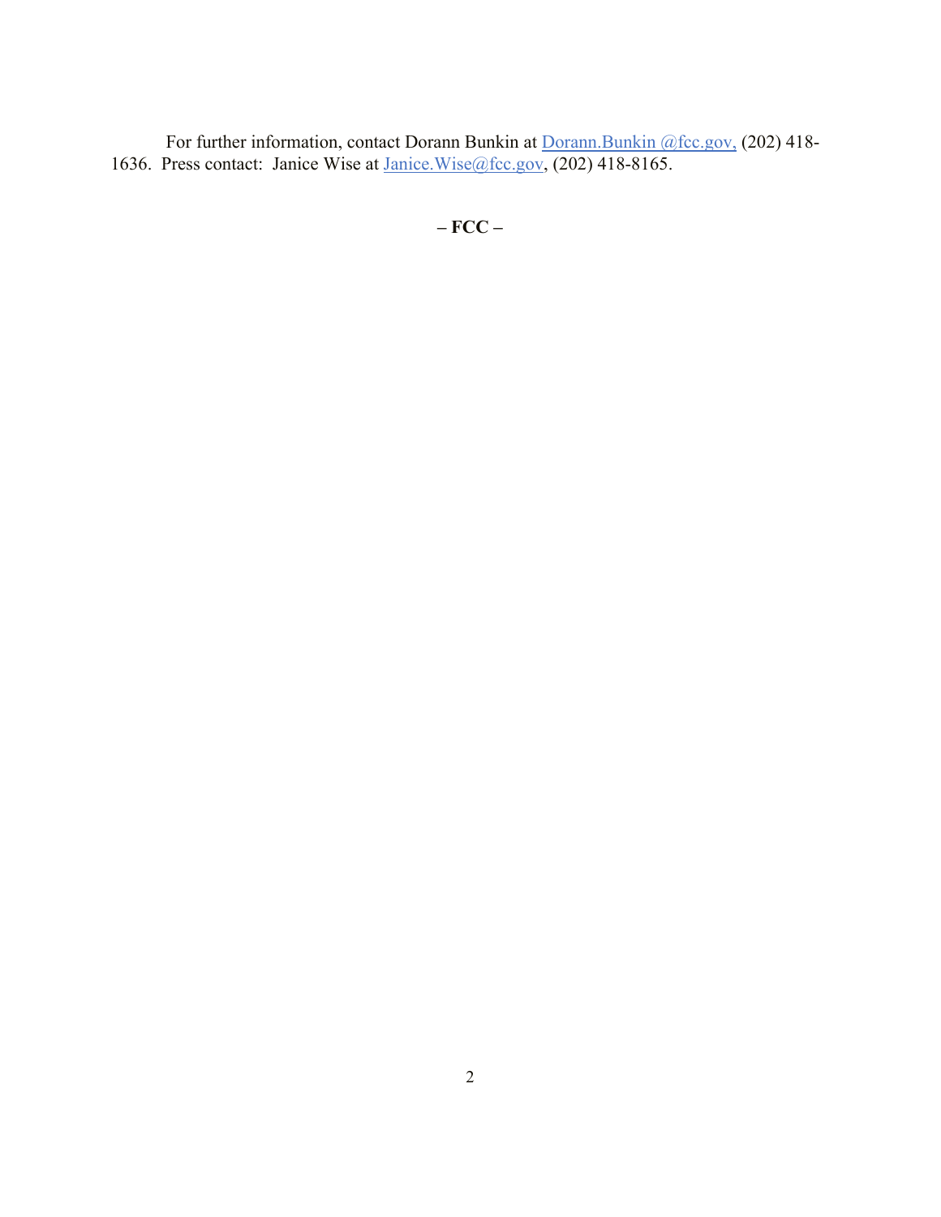For further information, contact Dorann Bunkin at Dorann.Bunkin @fcc.gov, (202) 418-1636. Press contact: Janice Wise at Janice.Wise@fcc.gov, (202) 418-8165.

**– FCC –**